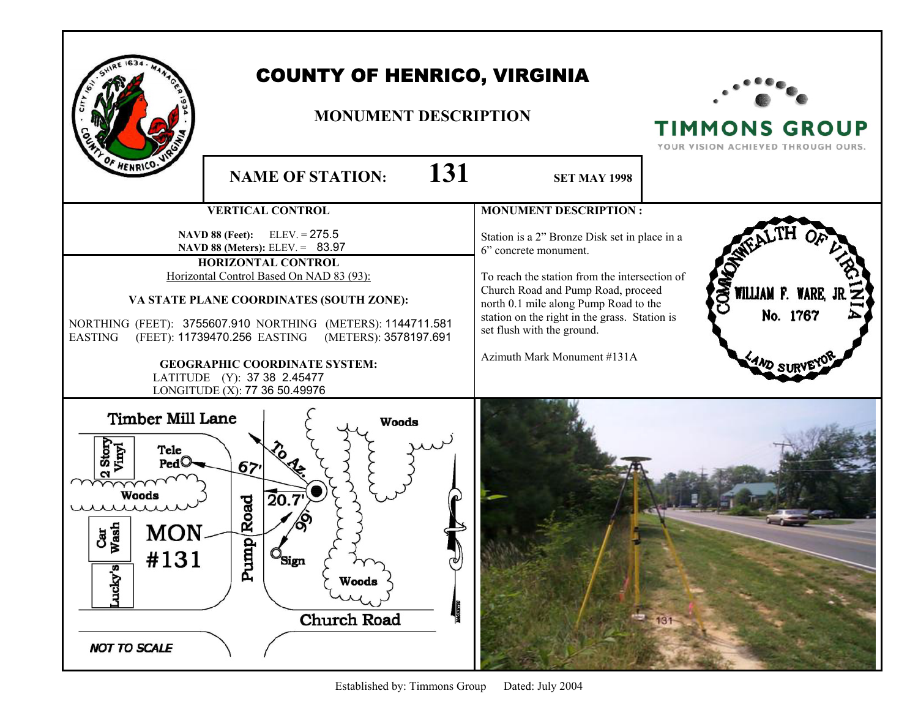# COUNTY OF HENRICO, VIRGINIA

## MONUMENT DESCRIPTION

**NAME OF STATION: 131** **SET MAY 1998**

### VERTICAL CONTROL

**NAVD 88 (Feet):** ELEV. = 275.5
**NAVD 88 (Meters):** ELEV. = 83.97

### HORIZONTAL CONTROL

Horizontal Control Based On NAD 83 (93):

**VA STATE PLANE COORDINATES (SOUTH ZONE):**

NORTHING (FEET): 3755607.910 NORTHING (METERS): 1144711.581
EASTING (FEET): 11739470.256 EASTING (METERS): 3578197.691

**GEOGRAPHIC COORDINATE SYSTEM:**

LATITUDE (Y): 37 38 2.45477
LONGITUDE (X): 77 36 50.49976

### MONUMENT DESCRIPTION :

Station is a 2" Bronze Disk set in place in a 6" concrete monument.

To reach the station from the intersection of Church Road and Pump Road, proceed north 0.1 mile along Pump Road to the station on the right in the grass. Station is set flush with the ground.

Azimuth Mark Monument #131A

COMMONWEALTH OF VIRGINIA
WILLIAM F. WARE, JR.
No. 1767
LAND SURVEYOR

Timber Mill Lane
2 Story Vinyl
Tele Ped
Woods
Car Wash
Lucky's
MON #131
Pump Road
To Az.
67'
20.7'
99'
Sign
Woods
Woods
Church Road
MAGNETIC

*NOT TO SCALE*

Established by: Timmons Group Dated: July 2004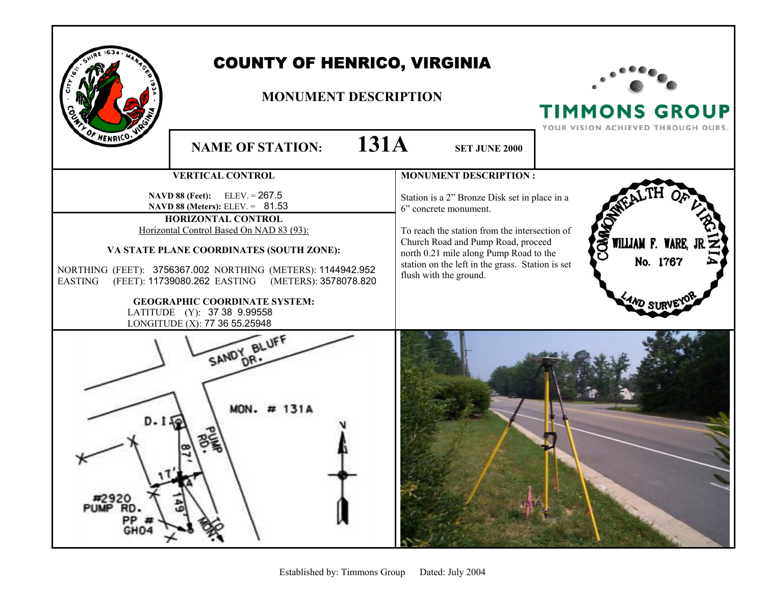# COUNTY OF HENRICO, VIRGINIA

## MONUMENT DESCRIPTION

TIMMONS GROUP
YOUR VISION ACHIEVED THROUGH OURS.

**NAME OF STATION:** **131A** **SET JUNE 2000**

**VERTICAL CONTROL**

**NAVD 88 (Feet):** ELEV. = 267.5
**NAVD 88 (Meters):** ELEV. = 81.53

**HORIZONTAL CONTROL**

Horizontal Control Based On NAD 83 (93):

**VA STATE PLANE COORDINATES (SOUTH ZONE):**

NORTHING (FEET): 3756367.002 NORTHING (METERS): 1144942.952
EASTING (FEET): 11739080.262 EASTING (METERS): 3578078.820

**GEOGRAPHIC COORDINATE SYSTEM:**

LATITUDE (Y): 37 38 9.99558
LONGITUDE (X): 77 36 55.25948

**MONUMENT DESCRIPTION :**

Station is a 2" Bronze Disk set in place in a 6" concrete monument.

To reach the station from the intersection of Church Road and Pump Road, proceed north 0.21 mile along Pump Road to the station on the left in the grass. Station is set flush with the ground.

COMMONWEALTH OF VIRGINIA
WILLIAM F. WARE, JR.
No. 1767
LAND SURVEYOR

SANDY BLUFF DR.
MON. # 131A
D.I.
PUMP RD.
87'
17'
149'
10'
MON.
#2920 PUMP RD.
PP # GH04

Established by: Timmons Group Dated: July 2004